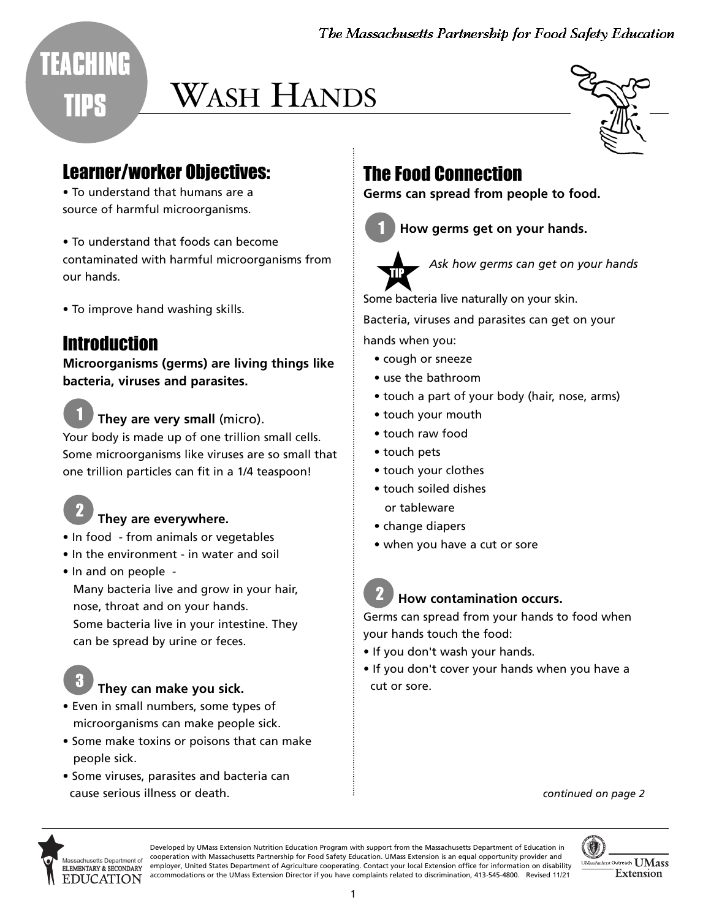# WASH HANDS

TEACHING TIPS

## Learner/worker Objectives:

- To understand that humans are a source of harmful microorganisms.
- To understand that foods can become contaminated with harmful microorganisms from our hands.
- To improve hand washing skills.

## Introduction

**Microorganisms (germs) are living things like bacteria, viruses and parasites.**

**1 They are very small** (micro).
Your body is made up of one trillion small cells. Some microorganisms like viruses are so small that one trillion particles can fit in a 1/4 teaspoon!

**2 They are everywhere.**

- In food - from animals or vegetables
- In the environment - in water and soil
- In and on people -
  Many bacteria live and grow in your hair, nose, throat and on your hands.
  Some bacteria live in your intestine. They can be spread by urine or feces.

**3 They can make you sick.**

- Even in small numbers, some types of microorganisms can make people sick.
- Some make toxins or poisons that can make people sick.
- Some viruses, parasites and bacteria can cause serious illness or death.

## The Food Connection

**Germs can spread from people to food.**

**1 How germs get on your hands.**

TIP *Ask how germs can get on your hands*

Some bacteria live naturally on your skin.

Bacteria, viruses and parasites can get on your hands when you:

- cough or sneeze
- use the bathroom
- touch a part of your body (hair, nose, arms)
- touch your mouth
- touch raw food
- touch pets
- touch your clothes
- touch soiled dishes or tableware
- change diapers
- when you have a cut or sore

**2 How contamination occurs.**

Germs can spread from your hands to food when your hands touch the food:

- If you don't wash your hands.
- If you don't cover your hands when you have a cut or sore.

*continued on page 2*

Developed by UMass Extension Nutrition Education Program with support from the Massachusetts Department of Education in cooperation with Massachusetts Partnership for Food Safety Education. UMass Extension is an equal opportunity provider and employer, United States Department of Agriculture cooperating. Contact your local Extension office for information on disability accommodations or the UMass Extension Director if you have complaints related to discrimination, 413-545-4800. Revised 11/21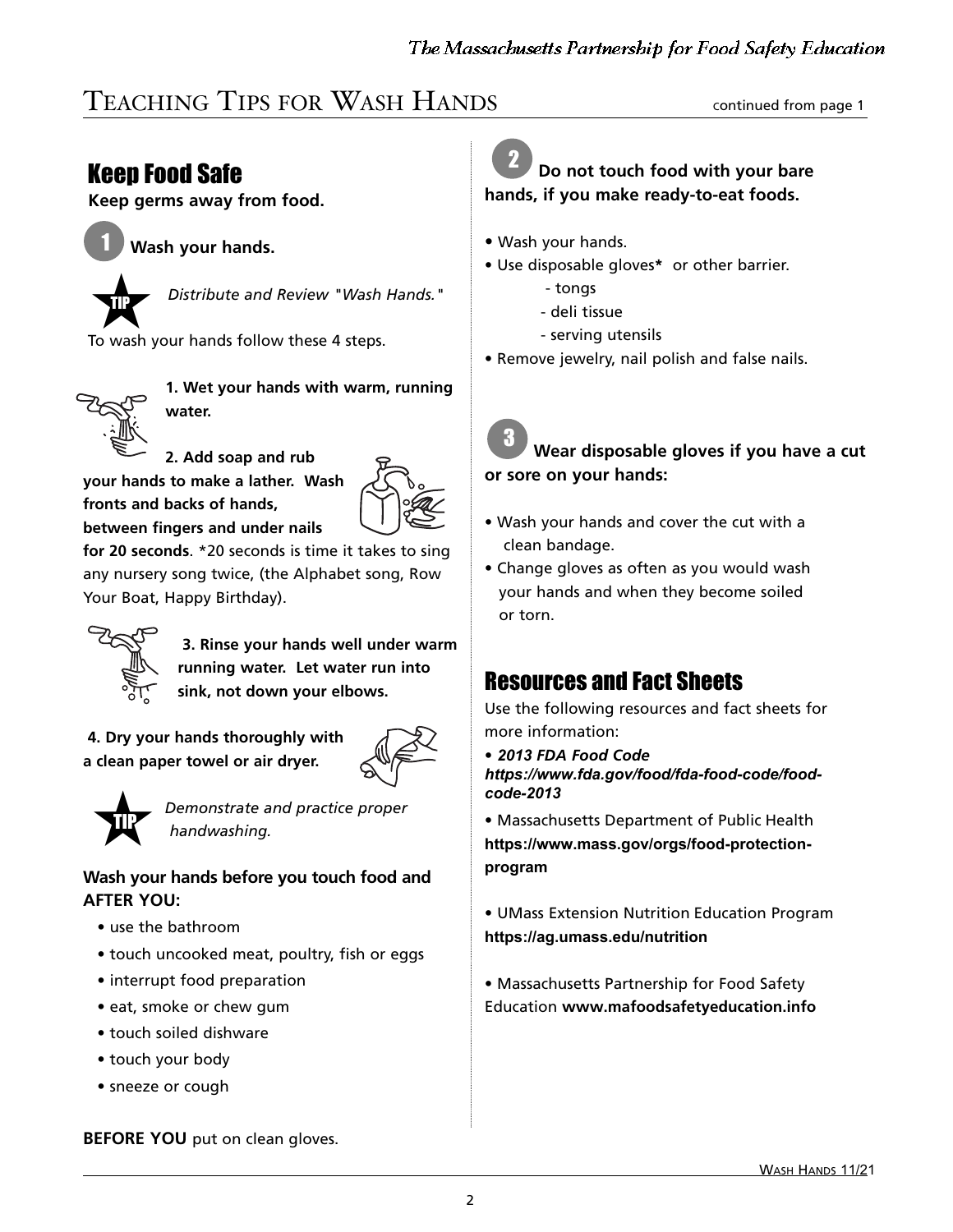# Teaching Tips for Wash Hands

continued from page 1

## Keep Food Safe

**Keep germs away from food.**

**1 Wash your hands.**

TIP *Distribute and Review "Wash Hands."*

To wash your hands follow these 4 steps.

**1. Wet your hands with warm, running water.**

**2. Add soap and rub your hands to make a lather. Wash fronts and backs of hands, between fingers and under nails for 20 seconds**. *20 seconds is time it takes to sing any nursery song twice, (the Alphabet song, Row Your Boat, Happy Birthday).

**3. Rinse your hands well under warm running water. Let water run into sink, not down your elbows.**

**4. Dry your hands thoroughly with a clean paper towel or air dryer.**

TIP *Demonstrate and practice proper handwashing.*

**Wash your hands before you touch food and AFTER YOU:**

- use the bathroom
- touch uncooked meat, poultry, fish or eggs
- interrupt food preparation
- eat, smoke or chew gum
- touch soiled dishware
- touch your body
- sneeze or cough

**BEFORE YOU** put on clean gloves.

**2 Do not touch food with your bare hands, if you make ready-to-eat foods.**

- Wash your hands.
- Use disposable gloves* or other barrier.
  - tongs
  - deli tissue
  - serving utensils
- Remove jewelry, nail polish and false nails.

**3 Wear disposable gloves if you have a cut or sore on your hands:**

- Wash your hands and cover the cut with a clean bandage.
- Change gloves as often as you would wash your hands and when they become soiled or torn.

## Resources and Fact Sheets

Use the following resources and fact sheets for more information:

- ***2013 FDA Food Code***
  ***https://www.fda.gov/food/fda-food-code/food-code-2013***
- Massachusetts Department of Public Health **https://www.mass.gov/orgs/food-protection-program**
- UMass Extension Nutrition Education Program **https://ag.umass.edu/nutrition**
- Massachusetts Partnership for Food Safety Education **www.mafoodsafetyeducation.info**